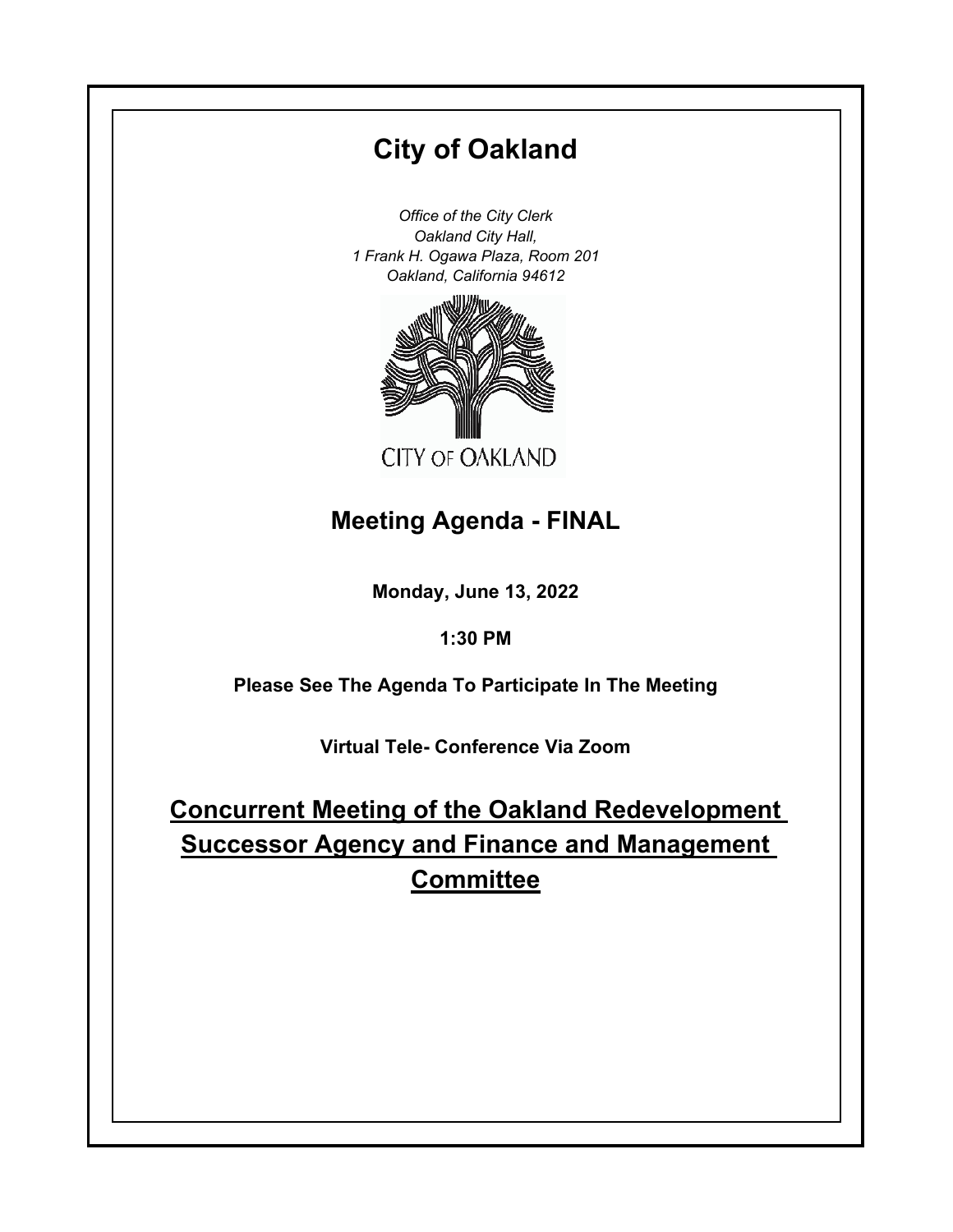# City of Oakland

*Office of the City Clerk*
*Oakland City Hall,*
*1 Frank H. Ogawa Plaza, Room 201*
*Oakland, California 94612*

CITY OF OAKLAND

## Meeting Agenda - FINAL

**Monday, June 13, 2022**

**1:30 PM**

**Please See The Agenda To Participate In The Meeting**

**Virtual Tele- Conference Via Zoom**

## Concurrent Meeting of the Oakland Redevelopment Successor Agency and Finance and Management Committee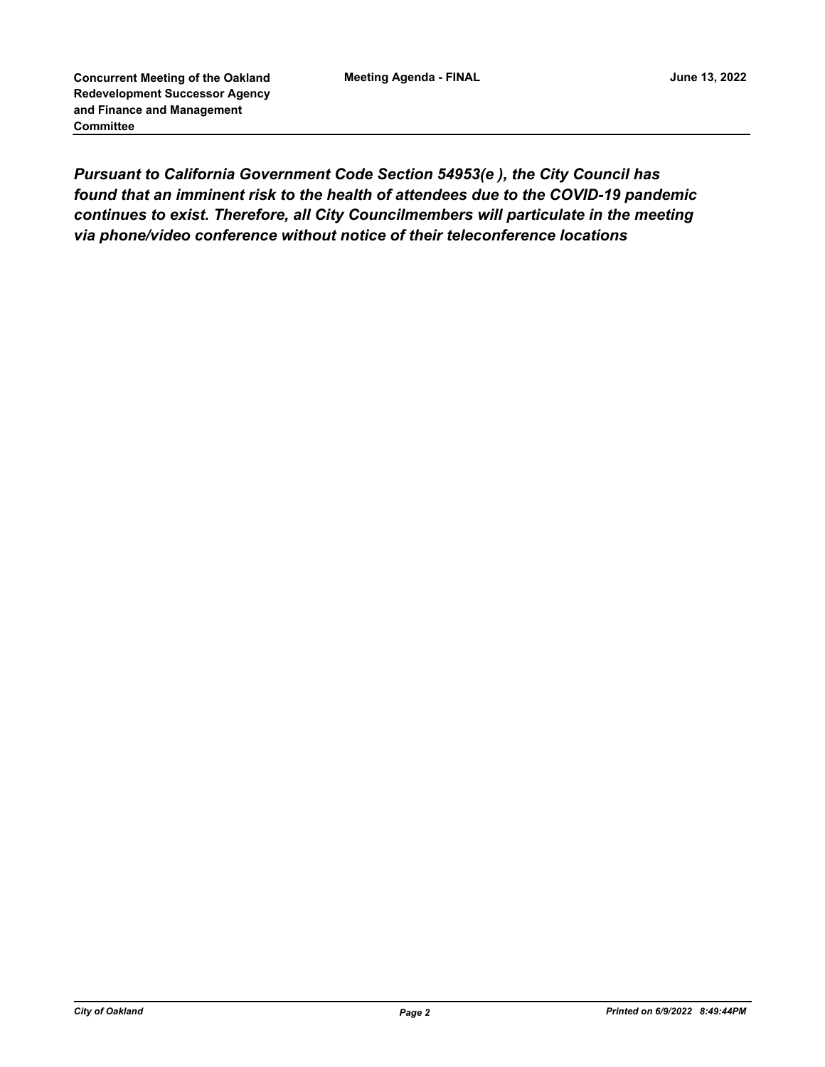***Pursuant to California Government Code Section 54953(e ), the City Council has found that an imminent risk to the health of attendees due to the COVID-19 pandemic continues to exist. Therefore, all City Councilmembers will particulate in the meeting via phone/video conference without notice of their teleconference locations***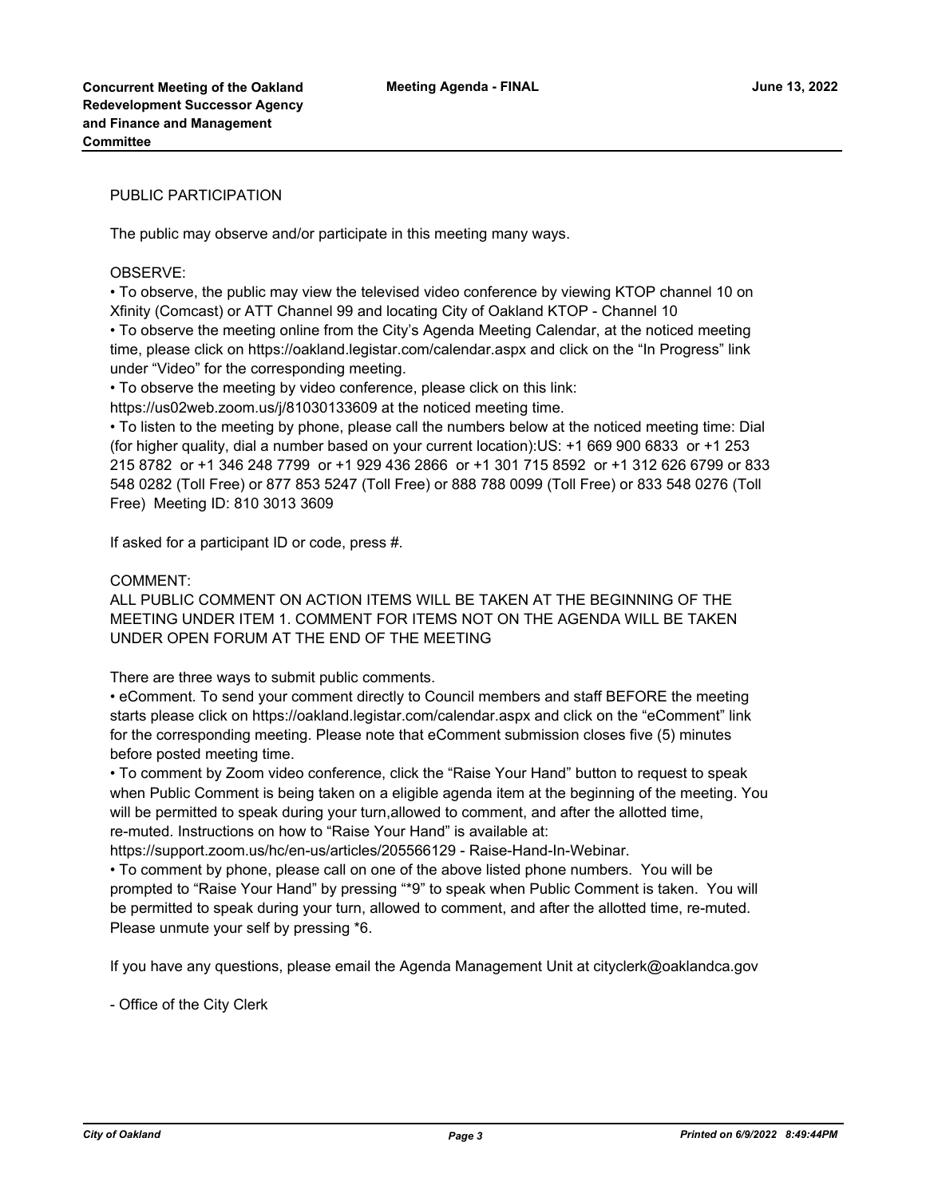PUBLIC PARTICIPATION

The public may observe and/or participate in this meeting many ways.

OBSERVE:

• To observe, the public may view the televised video conference by viewing KTOP channel 10 on Xfinity (Comcast) or ATT Channel 99 and locating City of Oakland KTOP - Channel 10
• To observe the meeting online from the City's Agenda Meeting Calendar, at the noticed meeting time, please click on https://oakland.legistar.com/calendar.aspx and click on the "In Progress" link under "Video" for the corresponding meeting.
• To observe the meeting by video conference, please click on this link: https://us02web.zoom.us/j/81030133609 at the noticed meeting time.
• To listen to the meeting by phone, please call the numbers below at the noticed meeting time: Dial (for higher quality, dial a number based on your current location):US: +1 669 900 6833 or +1 253 215 8782 or +1 346 248 7799 or +1 929 436 2866 or +1 301 715 8592 or +1 312 626 6799 or 833 548 0282 (Toll Free) or 877 853 5247 (Toll Free) or 888 788 0099 (Toll Free) or 833 548 0276 (Toll Free) Meeting ID: 810 3013 3609

If asked for a participant ID or code, press #.

COMMENT:

ALL PUBLIC COMMENT ON ACTION ITEMS WILL BE TAKEN AT THE BEGINNING OF THE MEETING UNDER ITEM 1. COMMENT FOR ITEMS NOT ON THE AGENDA WILL BE TAKEN UNDER OPEN FORUM AT THE END OF THE MEETING

There are three ways to submit public comments.

• eComment. To send your comment directly to Council members and staff BEFORE the meeting starts please click on https://oakland.legistar.com/calendar.aspx and click on the "eComment" link for the corresponding meeting. Please note that eComment submission closes five (5) minutes before posted meeting time.
• To comment by Zoom video conference, click the "Raise Your Hand" button to request to speak when Public Comment is being taken on a eligible agenda item at the beginning of the meeting. You will be permitted to speak during your turn,allowed to comment, and after the allotted time, re-muted. Instructions on how to "Raise Your Hand" is available at: https://support.zoom.us/hc/en-us/articles/205566129 - Raise-Hand-In-Webinar.
• To comment by phone, please call on one of the above listed phone numbers. You will be prompted to "Raise Your Hand" by pressing "*9" to speak when Public Comment is taken. You will be permitted to speak during your turn, allowed to comment, and after the allotted time, re-muted. Please unmute your self by pressing *6.

If you have any questions, please email the Agenda Management Unit at cityclerk@oaklandca.gov

- Office of the City Clerk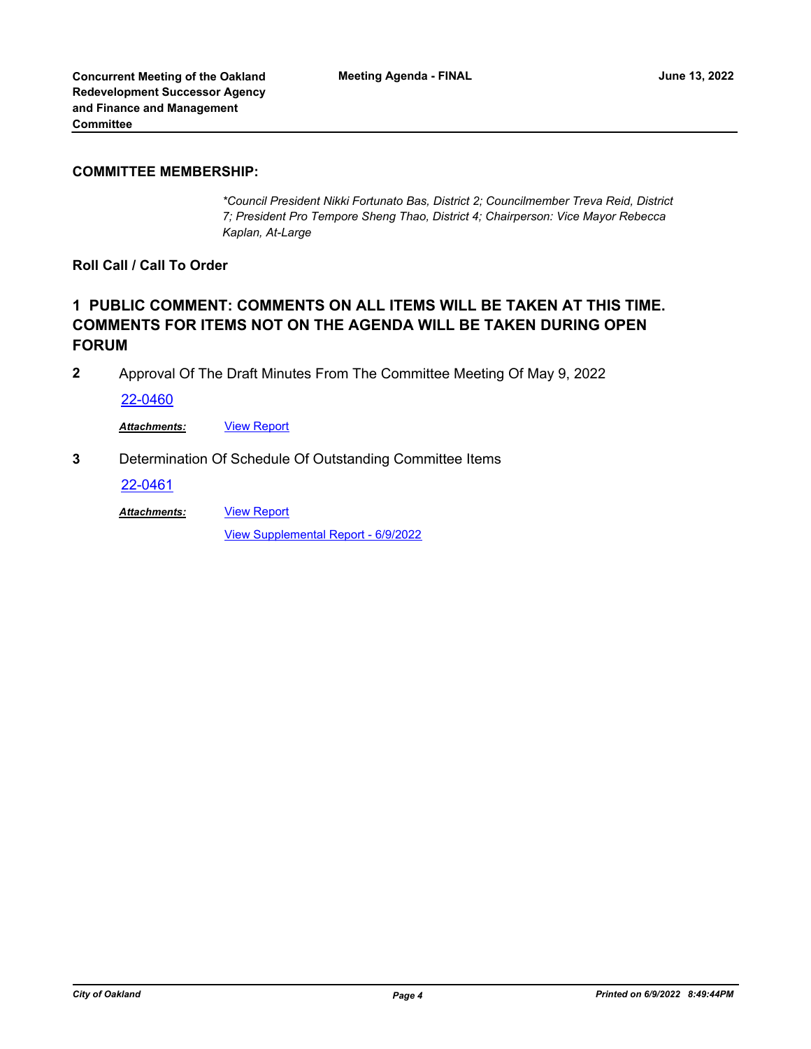**COMMITTEE MEMBERSHIP:**

*\*Council President Nikki Fortunato Bas, District 2; Councilmember Treva Reid, District 7; President Pro Tempore Sheng Thao, District 4; Chairperson: Vice Mayor Rebecca Kaplan, At-Large*

**Roll Call / Call To Order**

## 1 PUBLIC COMMENT: COMMENTS ON ALL ITEMS WILL BE TAKEN AT THIS TIME. COMMENTS FOR ITEMS NOT ON THE AGENDA WILL BE TAKEN DURING OPEN FORUM

**2** Approval Of The Draft Minutes From The Committee Meeting Of May 9, 2022

22-0460

***Attachments:*** View Report

**3** Determination Of Schedule Of Outstanding Committee Items

22-0461

***Attachments:*** View Report

View Supplemental Report - 6/9/2022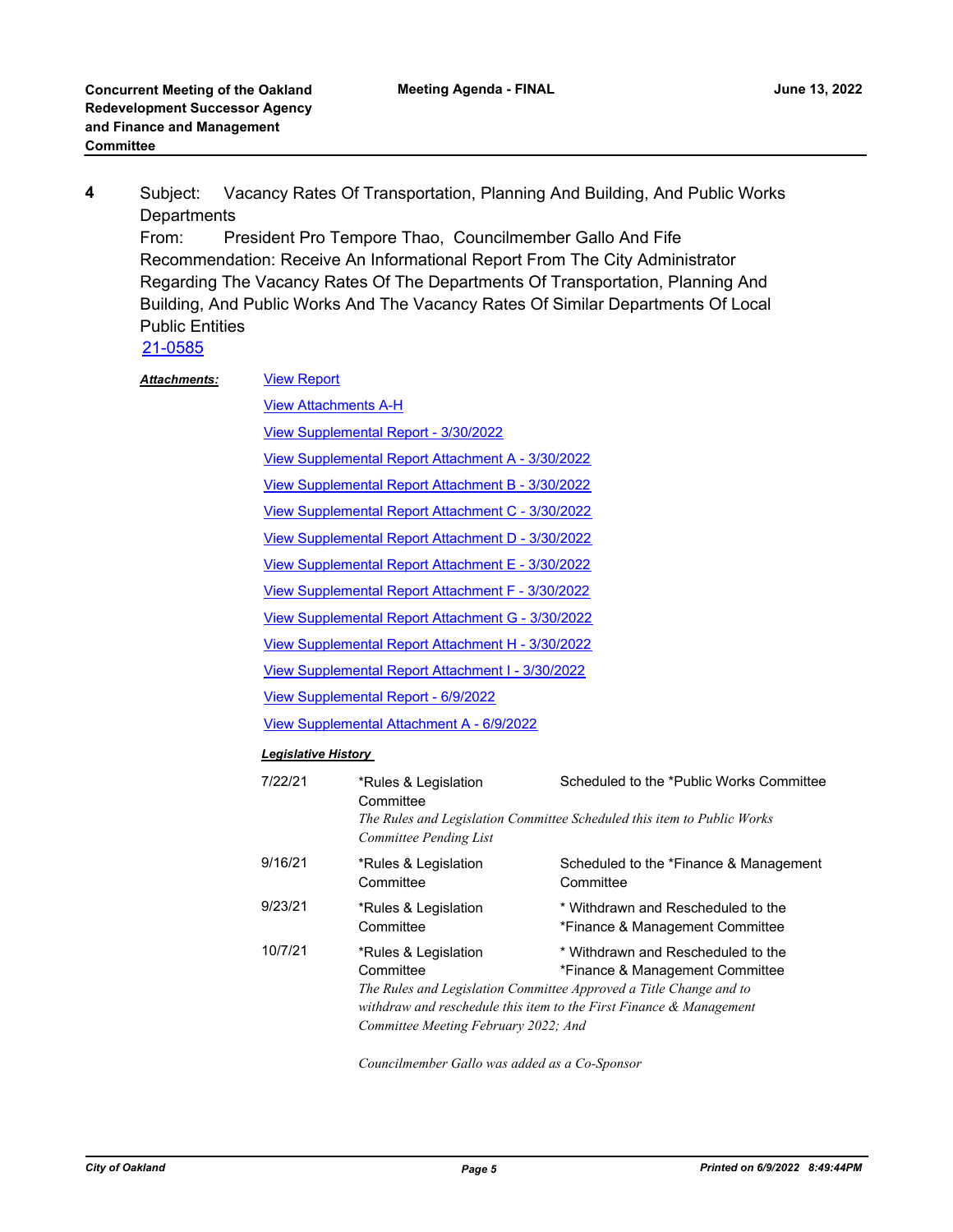**4** Subject: Vacancy Rates Of Transportation, Planning And Building, And Public Works Departments

From: President Pro Tempore Thao, Councilmember Gallo And Fife

Recommendation: Receive An Informational Report From The City Administrator Regarding The Vacancy Rates Of The Departments Of Transportation, Planning And Building, And Public Works And The Vacancy Rates Of Similar Departments Of Local Public Entities

21-0585

***Attachments:***

View Report

View Attachments A-H

View Supplemental Report - 3/30/2022

View Supplemental Report Attachment A - 3/30/2022

View Supplemental Report Attachment B - 3/30/2022

View Supplemental Report Attachment C - 3/30/2022

View Supplemental Report Attachment D - 3/30/2022

View Supplemental Report Attachment E - 3/30/2022

View Supplemental Report Attachment F - 3/30/2022

View Supplemental Report Attachment G - 3/30/2022

View Supplemental Report Attachment H - 3/30/2022

View Supplemental Report Attachment I - 3/30/2022

View Supplemental Report - 6/9/2022

View Supplemental Attachment A - 6/9/2022

***Legislative History***

| Date | Committee | Action |
|---|---|---|
| 7/22/21 | *Rules & Legislation Committee | Scheduled to the *Public Works Committee |
| | *The Rules and Legislation Committee Scheduled this item to Public Works Committee Pending List* | |
| 9/16/21 | *Rules & Legislation Committee | Scheduled to the *Finance & Management Committee |
| 9/23/21 | *Rules & Legislation Committee | * Withdrawn and Rescheduled to the *Finance & Management Committee |
| 10/7/21 | *Rules & Legislation Committee | * Withdrawn and Rescheduled to the *Finance & Management Committee |
| | *The Rules and Legislation Committee Approved a Title Change and to withdraw and reschedule this item to the First Finance & Management Committee Meeting February 2022; And* | |
| | *Councilmember Gallo was added as a Co-Sponsor* | |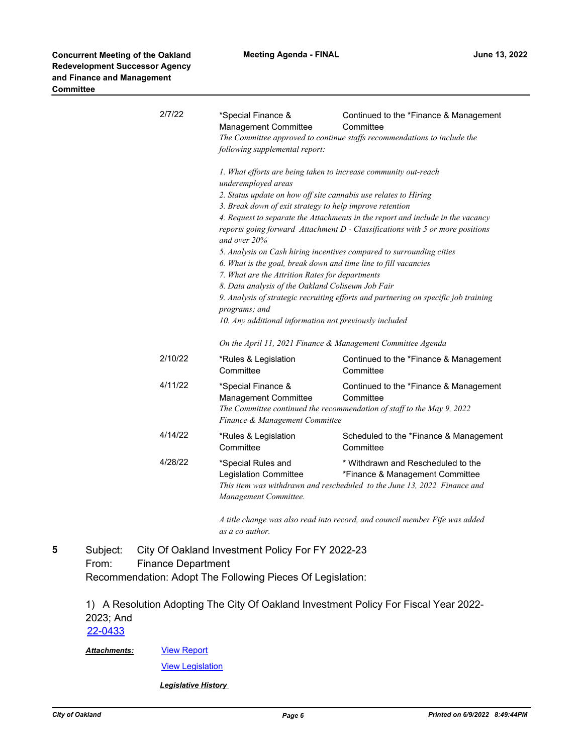| | | |
|---|---|---|
| 2/7/22 | *Special Finance & Management Committee | Continued to the *Finance & Management Committee |

*The Committee approved to continue staffs recommendations to include the following supplemental report:*

*1. What efforts are being taken to increase community out-reach underemployed areas*
*2. Status update on how off site cannabis use relates to Hiring*
*3. Break down of exit strategy to help improve retention*
*4. Request to separate the Attachments in the report and include in the vacancy reports going forward Attachment D - Classifications with 5 or more positions and over 20%*
*5. Analysis on Cash hiring incentives compared to surrounding cities*
*6. What is the goal, break down and time line to fill vacancies*
*7. What are the Attrition Rates for departments*
*8. Data analysis of the Oakland Coliseum Job Fair*
*9. Analysis of strategic recruiting efforts and partnering on specific job training programs; and*
*10. Any additional information not previously included*

*On the April 11, 2021 Finance & Management Committee Agenda*

| | | |
|---|---|---|
| 2/10/22 | *Rules & Legislation Committee | Continued to the *Finance & Management Committee |
| 4/11/22 | *Special Finance & Management Committee | Continued to the *Finance & Management Committee |

*The Committee continued the recommendation of staff to the May 9, 2022 Finance & Management Committee*

| | | |
|---|---|---|
| 4/14/22 | *Rules & Legislation Committee | Scheduled to the *Finance & Management Committee |
| 4/28/22 | *Special Rules and Legislation Committee | * Withdrawn and Rescheduled to the *Finance & Management Committee |

*This item was withdrawn and rescheduled to the June 13, 2022 Finance and Management Committee.*

*A title change was also read into record, and council member Fife was added as a co author.*

**5** Subject: City Of Oakland Investment Policy For FY 2022-23
From: Finance Department
Recommendation: Adopt The Following Pieces Of Legislation:

1) A Resolution Adopting The City Of Oakland Investment Policy For Fiscal Year 2022-2023; And
22-0433

***Attachments:*** View Report

View Legislation

***Legislative History***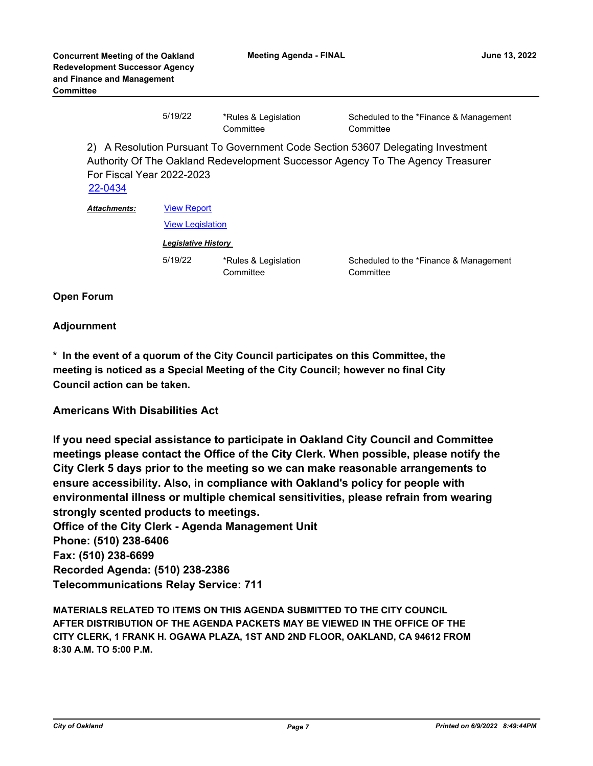| | | |
|---|---|---|
| 5/19/22 | *Rules & Legislation Committee | Scheduled to the *Finance & Management Committee |

2) A Resolution Pursuant To Government Code Section 53607 Delegating Investment Authority Of The Oakland Redevelopment Successor Agency To The Agency Treasurer For Fiscal Year 2022-2023

22-0434

***Attachments:*** View Report

View Legislation

***Legislative History***

| | | |
|---|---|---|
| 5/19/22 | *Rules & Legislation Committee | Scheduled to the *Finance & Management Committee |

**Open Forum**

**Adjournment**

**\* In the event of a quorum of the City Council participates on this Committee, the meeting is noticed as a Special Meeting of the City Council; however no final City Council action can be taken.**

**Americans With Disabilities Act**

**If you need special assistance to participate in Oakland City Council and Committee meetings please contact the Office of the City Clerk. When possible, please notify the City Clerk 5 days prior to the meeting so we can make reasonable arrangements to ensure accessibility. Also, in compliance with Oakland's policy for people with environmental illness or multiple chemical sensitivities, please refrain from wearing strongly scented products to meetings.**

**Office of the City Clerk - Agenda Management Unit**
**Phone: (510) 238-6406**
**Fax: (510) 238-6699**
**Recorded Agenda: (510) 238-2386**
**Telecommunications Relay Service: 711**

**MATERIALS RELATED TO ITEMS ON THIS AGENDA SUBMITTED TO THE CITY COUNCIL AFTER DISTRIBUTION OF THE AGENDA PACKETS MAY BE VIEWED IN THE OFFICE OF THE CITY CLERK, 1 FRANK H. OGAWA PLAZA, 1ST AND 2ND FLOOR, OAKLAND, CA 94612 FROM 8:30 A.M. TO 5:00 P.M.**